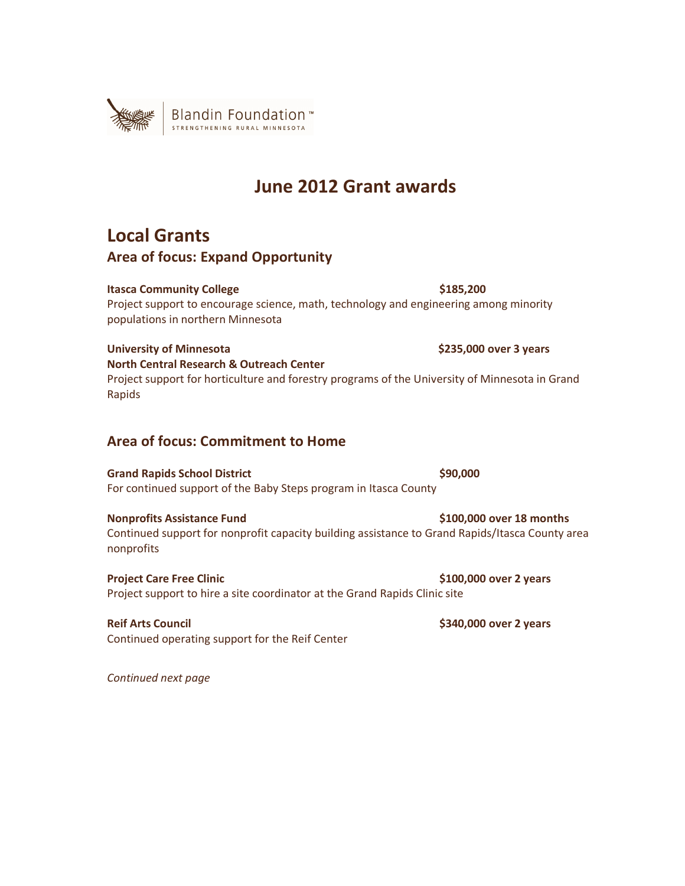Blandin Foundation™
STRENGTHENING RURAL MINNESOTA

# June 2012 Grant awards

## Local Grants

### Area of focus: Expand Opportunity

**Itasca Community College** **$185,200**
Project support to encourage science, math, technology and engineering among minority populations in northern Minnesota

**University of Minnesota** **$235,000 over 3 years**
**North Central Research & Outreach Center**
Project support for horticulture and forestry programs of the University of Minnesota in Grand Rapids

### Area of focus: Commitment to Home

**Grand Rapids School District** **$90,000**
For continued support of the Baby Steps program in Itasca County

**Nonprofits Assistance Fund** **$100,000 over 18 months**
Continued support for nonprofit capacity building assistance to Grand Rapids/Itasca County area nonprofits

**Project Care Free Clinic** **$100,000 over 2 years**
Project support to hire a site coordinator at the Grand Rapids Clinic site

**Reif Arts Council** **$340,000 over 2 years**
Continued operating support for the Reif Center

*Continued next page*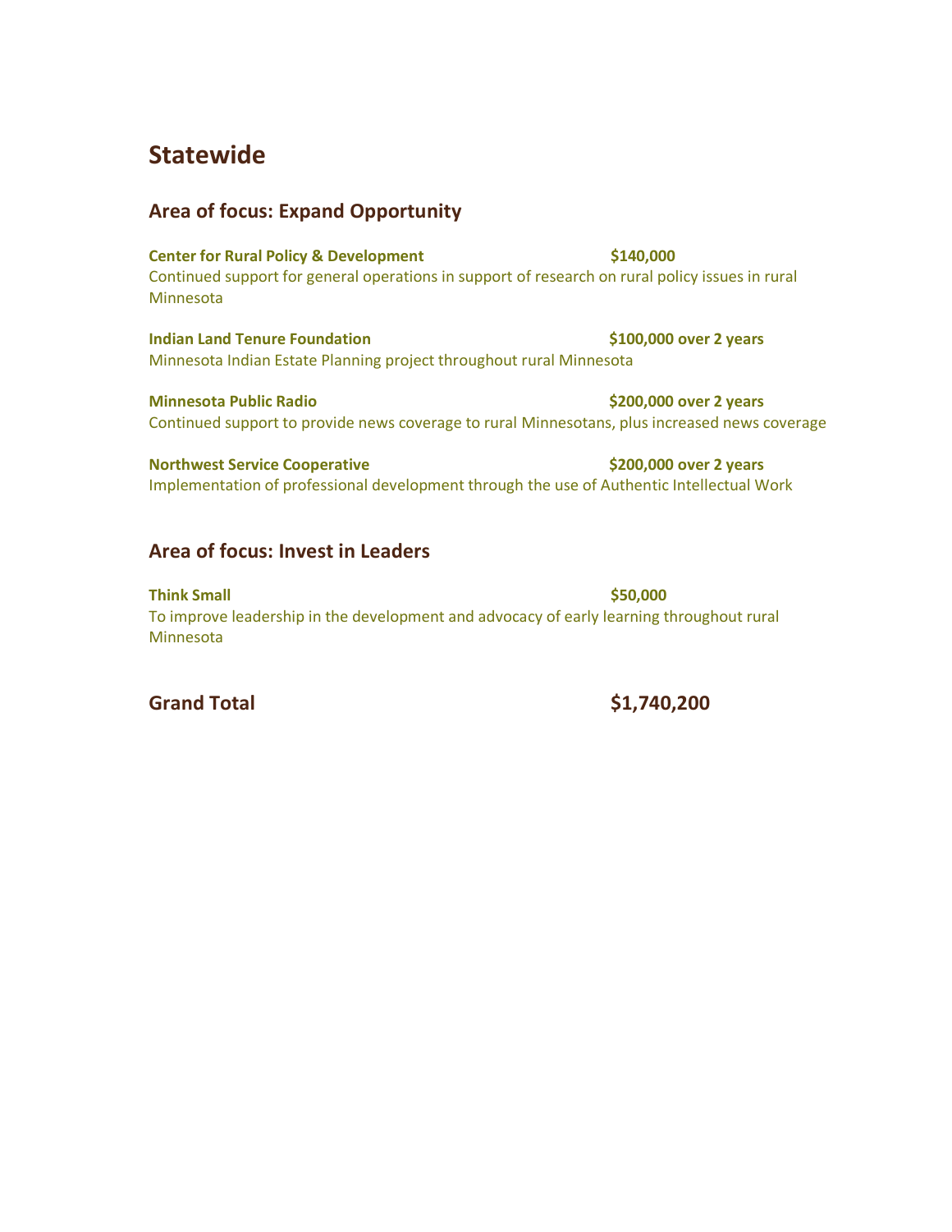# Statewide

## Area of focus: Expand Opportunity

**Center for Rural Policy & Development** **$140,000**
Continued support for general operations in support of research on rural policy issues in rural Minnesota

**Indian Land Tenure Foundation** **$100,000 over 2 years**
Minnesota Indian Estate Planning project throughout rural Minnesota

**Minnesota Public Radio** **$200,000 over 2 years**
Continued support to provide news coverage to rural Minnesotans, plus increased news coverage

**Northwest Service Cooperative** **$200,000 over 2 years**
Implementation of professional development through the use of Authentic Intellectual Work

## Area of focus: Invest in Leaders

**Think Small** **$50,000**
To improve leadership in the development and advocacy of early learning throughout rural Minnesota

## Grand Total $1,740,200